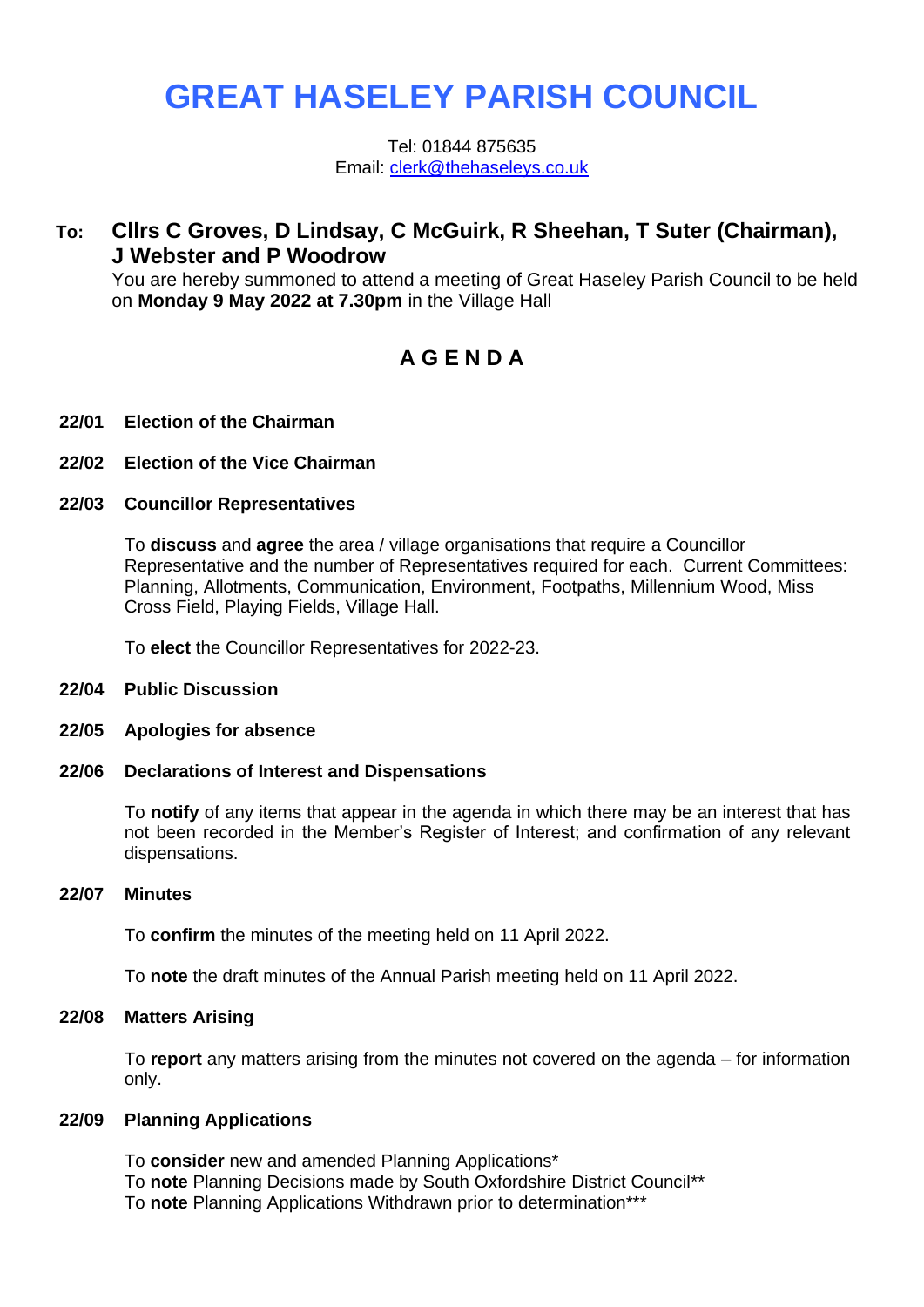# GREAT HASELEY PARISH COUNCIL

Tel: 01844 875635
Email: clerk@thehaseleys.co.uk

**To: Cllrs C Groves, D Lindsay, C McGuirk, R Sheehan, T Suter (Chairman), J Webster and P Woodrow**

You are hereby summoned to attend a meeting of Great Haseley Parish Council to be held on **Monday 9 May 2022 at 7.30pm** in the Village Hall

## A G E N D A

**22/01 Election of the Chairman**

**22/02 Election of the Vice Chairman**

**22/03 Councillor Representatives**

To **discuss** and **agree** the area / village organisations that require a Councillor Representative and the number of Representatives required for each. Current Committees: Planning, Allotments, Communication, Environment, Footpaths, Millennium Wood, Miss Cross Field, Playing Fields, Village Hall.

To **elect** the Councillor Representatives for 2022-23.

**22/04 Public Discussion**

**22/05 Apologies for absence**

**22/06 Declarations of Interest and Dispensations**

To **notify** of any items that appear in the agenda in which there may be an interest that has not been recorded in the Member's Register of Interest; and confirmation of any relevant dispensations.

**22/07 Minutes**

To **confirm** the minutes of the meeting held on 11 April 2022.

To **note** the draft minutes of the Annual Parish meeting held on 11 April 2022.

**22/08 Matters Arising**

To **report** any matters arising from the minutes not covered on the agenda – for information only.

**22/09 Planning Applications**

To **consider** new and amended Planning Applications*
To **note** Planning Decisions made by South Oxfordshire District Council**
To **note** Planning Applications Withdrawn prior to determination***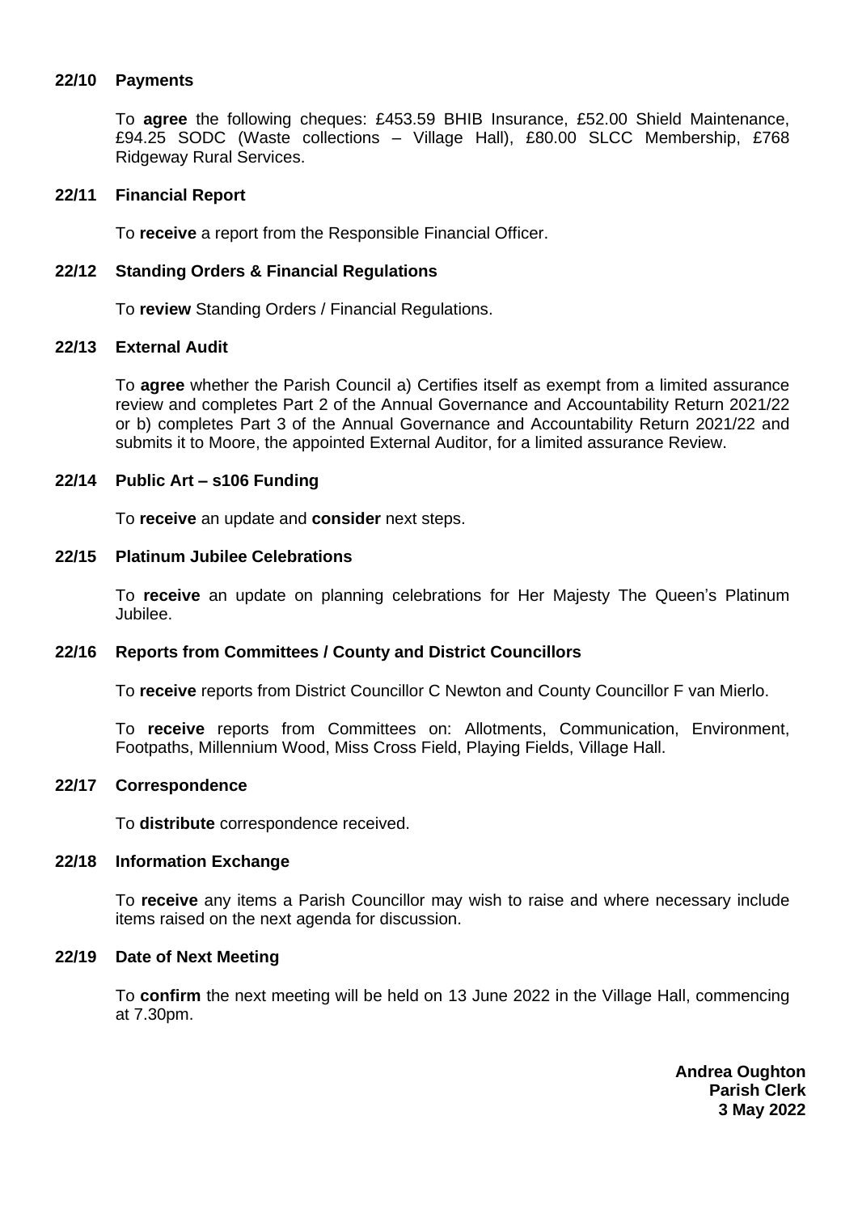### 22/10 Payments

To **agree** the following cheques: £453.59 BHIB Insurance, £52.00 Shield Maintenance, £94.25 SODC (Waste collections – Village Hall), £80.00 SLCC Membership, £768 Ridgeway Rural Services.

### 22/11 Financial Report

To **receive** a report from the Responsible Financial Officer.

### 22/12 Standing Orders & Financial Regulations

To **review** Standing Orders / Financial Regulations.

### 22/13 External Audit

To **agree** whether the Parish Council a) Certifies itself as exempt from a limited assurance review and completes Part 2 of the Annual Governance and Accountability Return 2021/22 or b) completes Part 3 of the Annual Governance and Accountability Return 2021/22 and submits it to Moore, the appointed External Auditor, for a limited assurance Review.

### 22/14 Public Art – s106 Funding

To **receive** an update and **consider** next steps.

### 22/15 Platinum Jubilee Celebrations

To **receive** an update on planning celebrations for Her Majesty The Queen's Platinum Jubilee.

### 22/16 Reports from Committees / County and District Councillors

To **receive** reports from District Councillor C Newton and County Councillor F van Mierlo.

To **receive** reports from Committees on: Allotments, Communication, Environment, Footpaths, Millennium Wood, Miss Cross Field, Playing Fields, Village Hall.

### 22/17 Correspondence

To **distribute** correspondence received.

### 22/18 Information Exchange

To **receive** any items a Parish Councillor may wish to raise and where necessary include items raised on the next agenda for discussion.

### 22/19 Date of Next Meeting

To **confirm** the next meeting will be held on 13 June 2022 in the Village Hall, commencing at 7.30pm.

**Andrea Oughton**
**Parish Clerk**
**3 May 2022**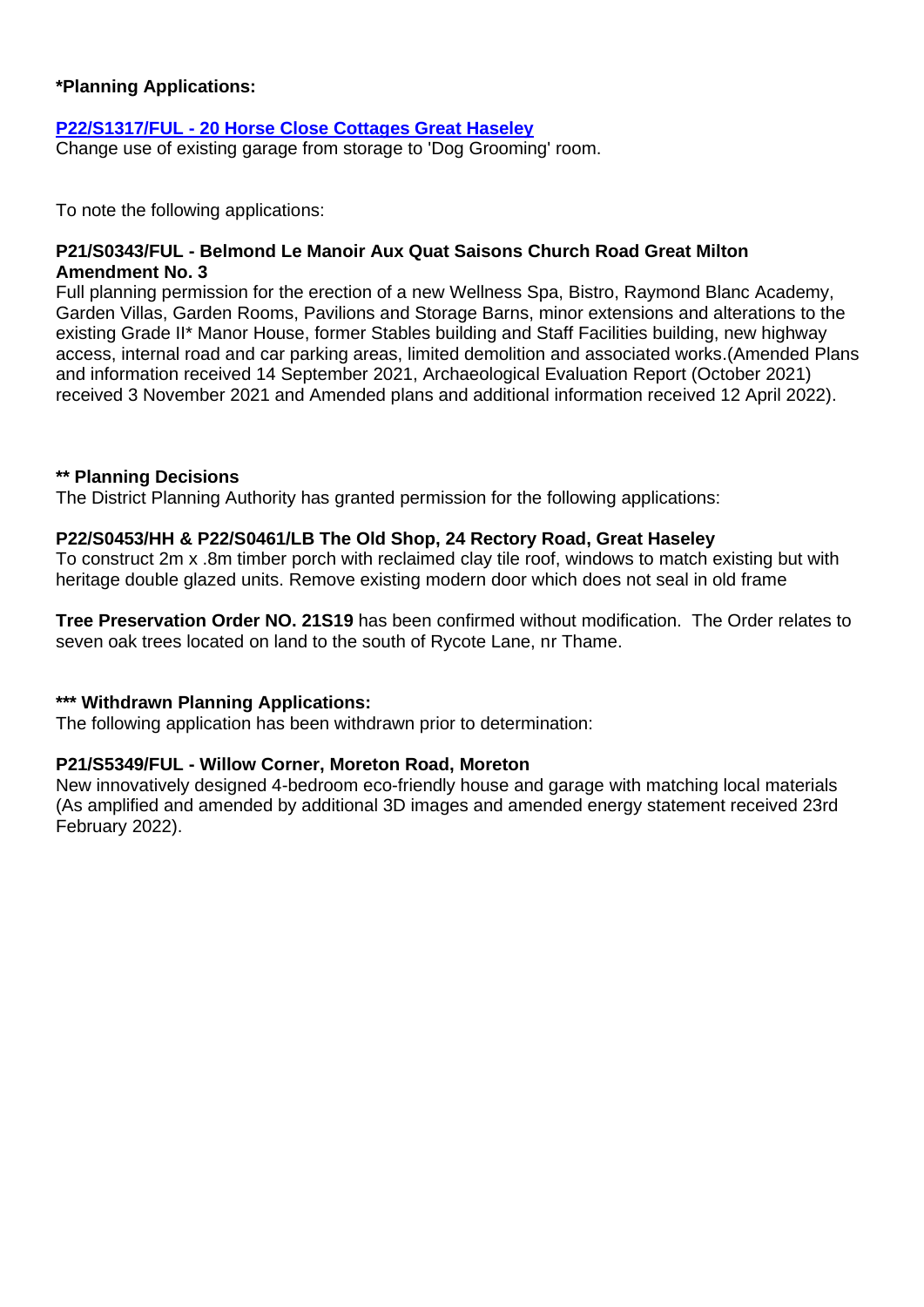**\*Planning Applications:**

**[P22/S1317/FUL - 20 Horse Close Cottages Great Haseley]**
Change use of existing garage from storage to 'Dog Grooming' room.

To note the following applications:

**P21/S0343/FUL - Belmond Le Manoir Aux Quat Saisons Church Road Great Milton Amendment No. 3**
Full planning permission for the erection of a new Wellness Spa, Bistro, Raymond Blanc Academy, Garden Villas, Garden Rooms, Pavilions and Storage Barns, minor extensions and alterations to the existing Grade II\* Manor House, former Stables building and Staff Facilities building, new highway access, internal road and car parking areas, limited demolition and associated works.(Amended Plans and information received 14 September 2021, Archaeological Evaluation Report (October 2021) received 3 November 2021 and Amended plans and additional information received 12 April 2022).

**\*\* Planning Decisions**
The District Planning Authority has granted permission for the following applications:

**P22/S0453/HH & P22/S0461/LB The Old Shop, 24 Rectory Road, Great Haseley**
To construct 2m x .8m timber porch with reclaimed clay tile roof, windows to match existing but with heritage double glazed units. Remove existing modern door which does not seal in old frame

**Tree Preservation Order NO. 21S19** has been confirmed without modification. The Order relates to seven oak trees located on land to the south of Rycote Lane, nr Thame.

**\*\*\* Withdrawn Planning Applications:**
The following application has been withdrawn prior to determination:

**P21/S5349/FUL - Willow Corner, Moreton Road, Moreton**
New innovatively designed 4-bedroom eco-friendly house and garage with matching local materials (As amplified and amended by additional 3D images and amended energy statement received 23rd February 2022).